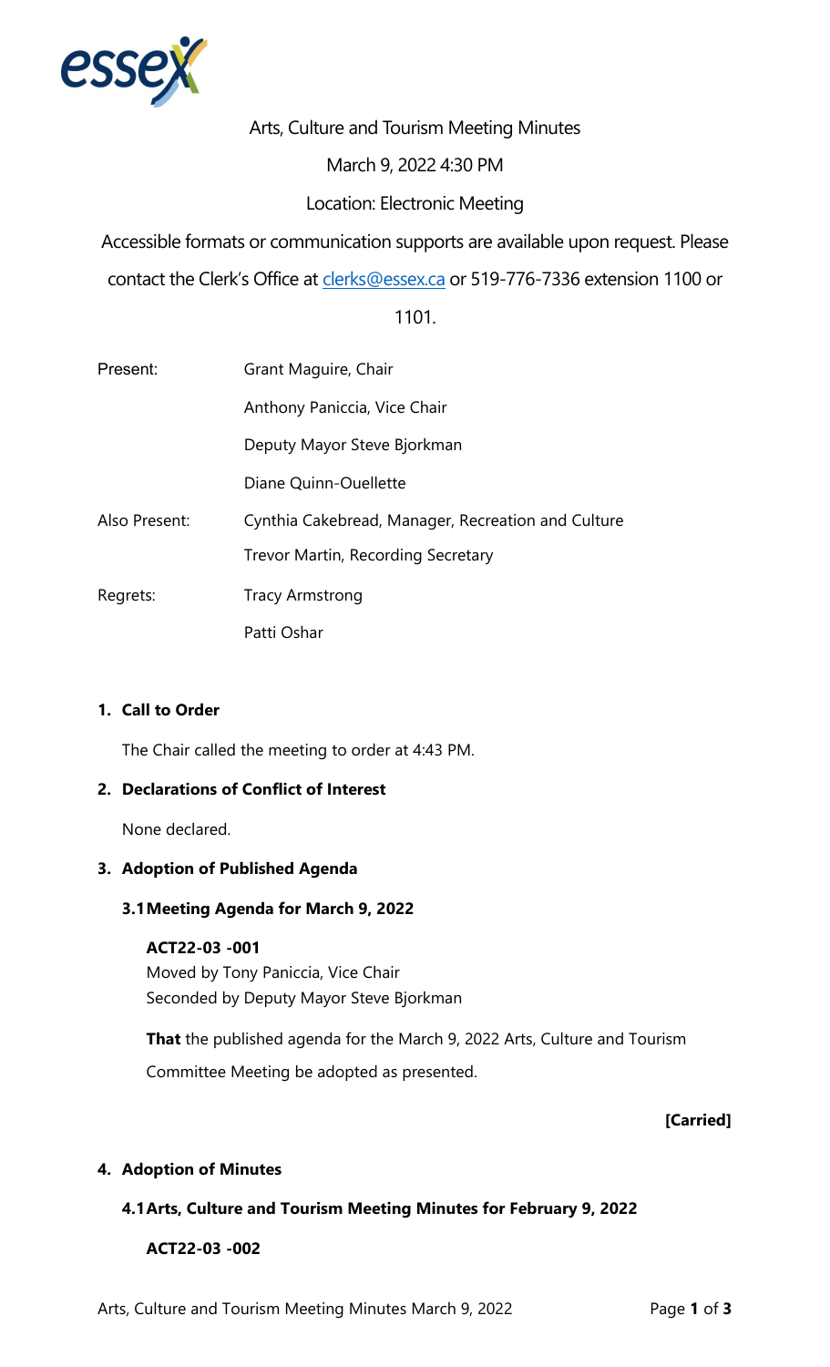# Arts, Culture and Tourism Meeting Minutes

March 9, 2022 4:30 PM

Location: Electronic Meeting

Accessible formats or communication supports are available upon request. Please contact the Clerk's Office at clerks@essex.ca or 519-776-7336 extension 1100 or 1101.

| | |
|---|---|
| Present: | Grant Maguire, Chair |
| | Anthony Paniccia, Vice Chair |
| | Deputy Mayor Steve Bjorkman |
| | Diane Quinn-Ouellette |
| Also Present: | Cynthia Cakebread, Manager, Recreation and Culture |
| | Trevor Martin, Recording Secretary |
| Regrets: | Tracy Armstrong |
| | Patti Oshar |

## 1. Call to Order

The Chair called the meeting to order at 4:43 PM.

## 2. Declarations of Conflict of Interest

None declared.

## 3. Adoption of Published Agenda

### 3.1 Meeting Agenda for March 9, 2022

**ACT22-03 -001**
Moved by Tony Paniccia, Vice Chair
Seconded by Deputy Mayor Steve Bjorkman

**That** the published agenda for the March 9, 2022 Arts, Culture and Tourism Committee Meeting be adopted as presented.

**[Carried]**

## 4. Adoption of Minutes

### 4.1 Arts, Culture and Tourism Meeting Minutes for February 9, 2022

**ACT22-03 -002**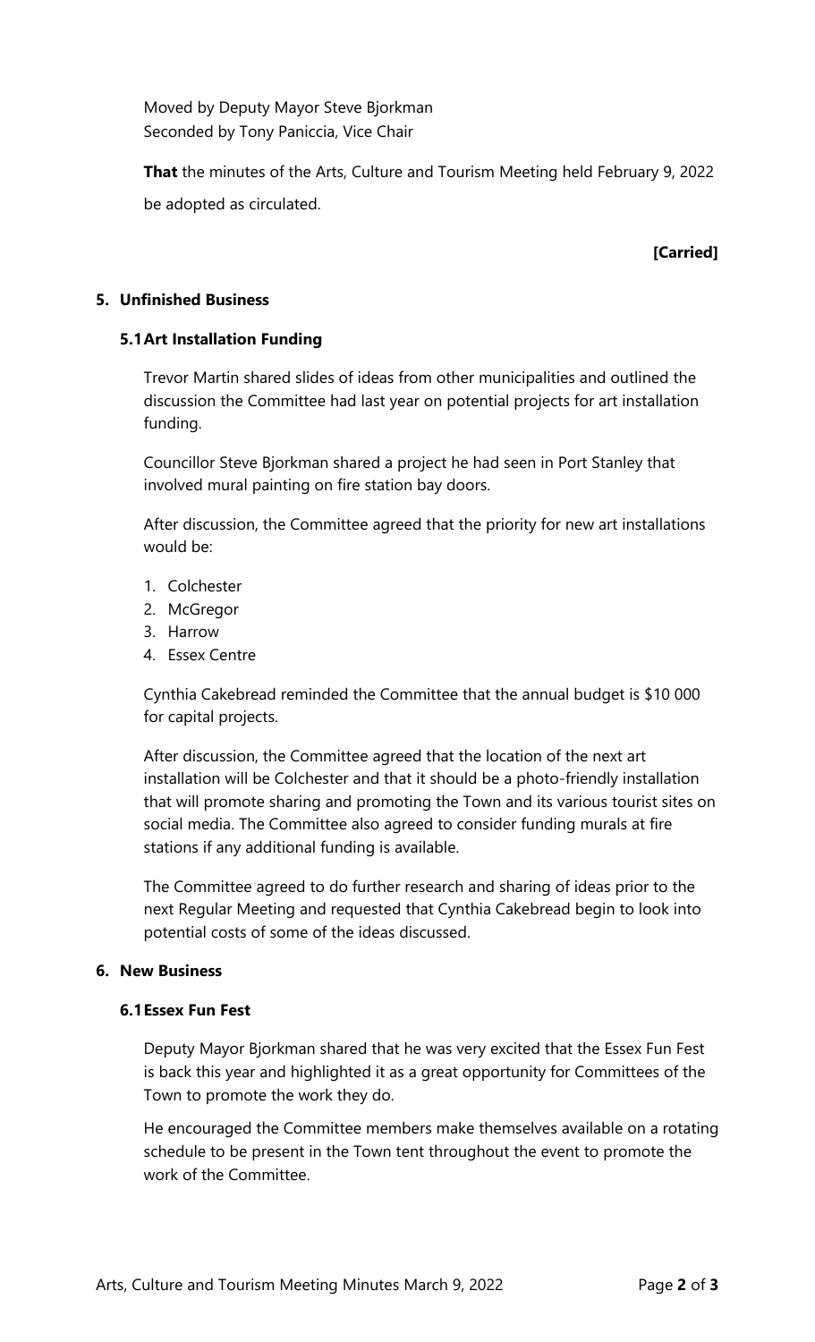Moved by Deputy Mayor Steve Bjorkman
Seconded by Tony Paniccia, Vice Chair

**That** the minutes of the Arts, Culture and Tourism Meeting held February 9, 2022 be adopted as circulated.

**[Carried]**

## 5. Unfinished Business

### 5.1 Art Installation Funding

Trevor Martin shared slides of ideas from other municipalities and outlined the discussion the Committee had last year on potential projects for art installation funding.

Councillor Steve Bjorkman shared a project he had seen in Port Stanley that involved mural painting on fire station bay doors.

After discussion, the Committee agreed that the priority for new art installations would be:

1. Colchester
2. McGregor
3. Harrow
4. Essex Centre

Cynthia Cakebread reminded the Committee that the annual budget is $10 000 for capital projects.

After discussion, the Committee agreed that the location of the next art installation will be Colchester and that it should be a photo-friendly installation that will promote sharing and promoting the Town and its various tourist sites on social media. The Committee also agreed to consider funding murals at fire stations if any additional funding is available.

The Committee agreed to do further research and sharing of ideas prior to the next Regular Meeting and requested that Cynthia Cakebread begin to look into potential costs of some of the ideas discussed.

## 6. New Business

### 6.1 Essex Fun Fest

Deputy Mayor Bjorkman shared that he was very excited that the Essex Fun Fest is back this year and highlighted it as a great opportunity for Committees of the Town to promote the work they do.

He encouraged the Committee members make themselves available on a rotating schedule to be present in the Town tent throughout the event to promote the work of the Committee.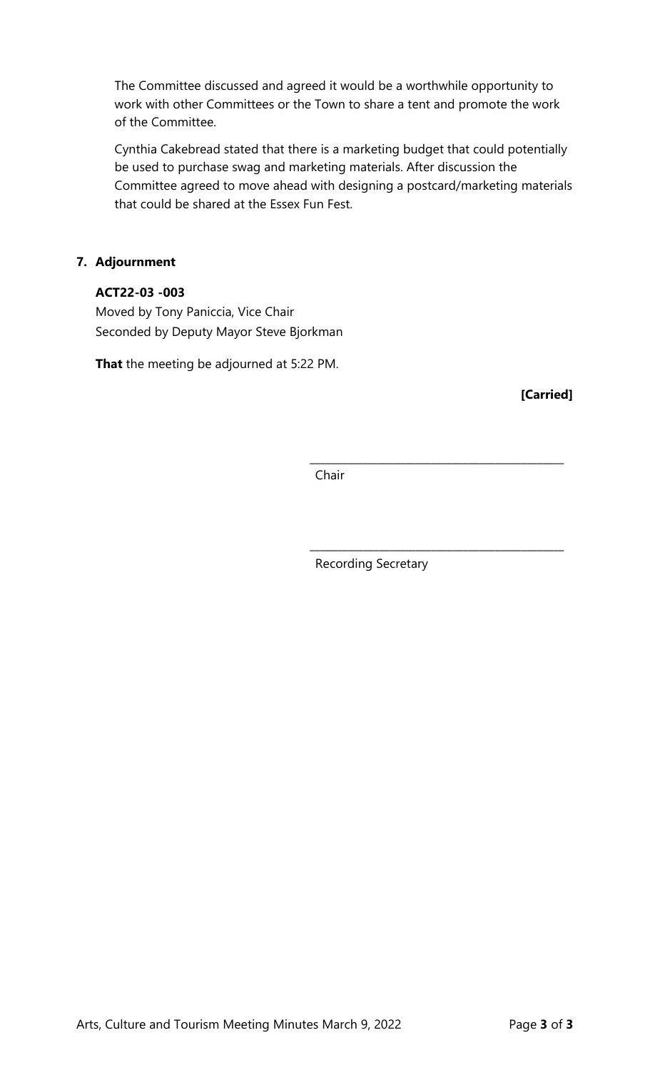The Committee discussed and agreed it would be a worthwhile opportunity to work with other Committees or the Town to share a tent and promote the work of the Committee.

Cynthia Cakebread stated that there is a marketing budget that could potentially be used to purchase swag and marketing materials. After discussion the Committee agreed to move ahead with designing a postcard/marketing materials that could be shared at the Essex Fun Fest.

## 7. Adjournment

**ACT22-03 -003**

Moved by Tony Paniccia, Vice Chair

Seconded by Deputy Mayor Steve Bjorkman

**That** the meeting be adjourned at 5:22 PM.

**[Carried]**

\_\_\_\_\_\_\_\_\_\_\_\_\_\_\_\_\_\_\_\_\_\_\_\_\_\_\_\_\_\_\_\_\_\_\_\_\_\_\_\_

Chair

\_\_\_\_\_\_\_\_\_\_\_\_\_\_\_\_\_\_\_\_\_\_\_\_\_\_\_\_\_\_\_\_\_\_\_\_\_\_\_\_

Recording Secretary